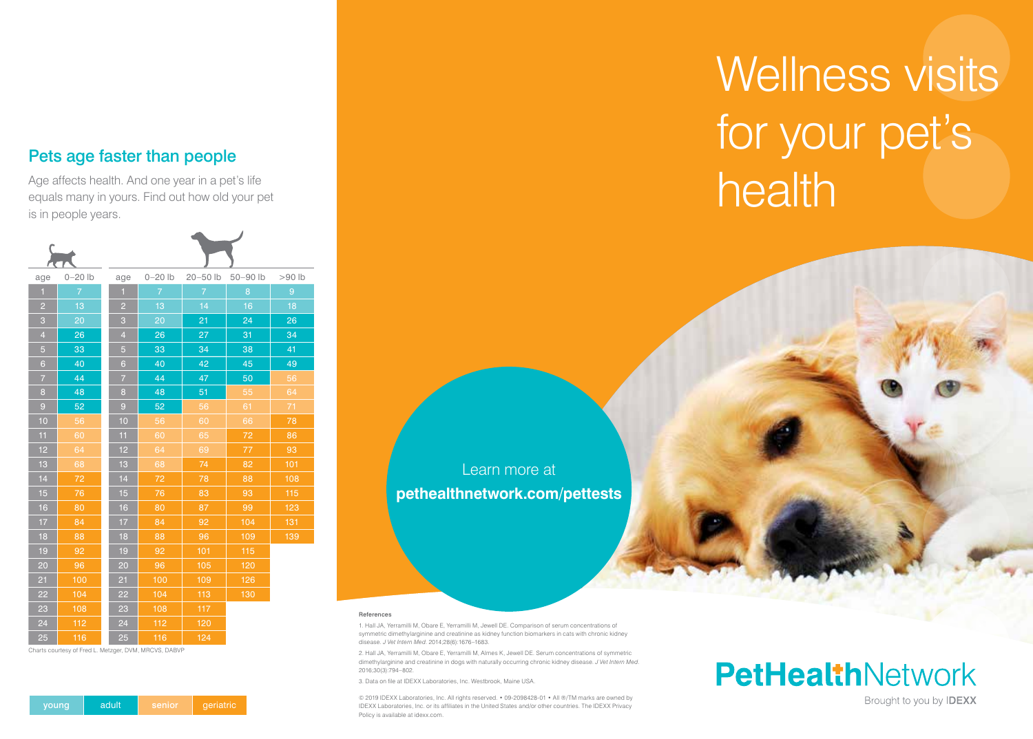## Pets age faster than people

Age affects health. And one year in a pet's life equals many in yours. Find out how old your pet is in people years.

| Cat age | 0–20 lb |
|---|---|
| 1 | 7 |
| 2 | 13 |
| 3 | 20 |
| 4 | 26 |
| 5 | 33 |
| 6 | 40 |
| 7 | 44 |
| 8 | 48 |
| 9 | 52 |
| 10 | 56 |
| 11 | 60 |
| 12 | 64 |
| 13 | 68 |
| 14 | 72 |
| 15 | 76 |
| 16 | 80 |
| 17 | 84 |
| 18 | 88 |
| 19 | 92 |
| 20 | 96 |
| 21 | 100 |
| 22 | 104 |
| 23 | 108 |
| 24 | 112 |
| 25 | 116 |

| Dog age | 0–20 lb | 20–50 lb | 50–90 lb | >90 lb |
|---|---|---|---|---|
| 1 | 7 | 7 | 8 | 9 |
| 2 | 13 | 14 | 16 | 18 |
| 3 | 20 | 21 | 24 | 26 |
| 4 | 26 | 27 | 31 | 34 |
| 5 | 33 | 34 | 38 | 41 |
| 6 | 40 | 42 | 45 | 49 |
| 7 | 44 | 47 | 50 | 56 |
| 8 | 48 | 51 | 55 | 64 |
| 9 | 52 | 56 | 61 | 71 |
| 10 | 56 | 60 | 66 | 78 |
| 11 | 60 | 65 | 72 | 86 |
| 12 | 64 | 69 | 77 | 93 |
| 13 | 68 | 74 | 82 | 101 |
| 14 | 72 | 78 | 88 | 108 |
| 15 | 76 | 83 | 93 | 115 |
| 16 | 80 | 87 | 99 | 123 |
| 17 | 84 | 92 | 104 | 131 |
| 18 | 88 | 96 | 109 | 139 |
| 19 | 92 | 101 | 115 | |
| 20 | 96 | 105 | 120 | |
| 21 | 100 | 109 | 126 | |
| 22 | 104 | 113 | 130 | |
| 23 | 108 | 117 | | |
| 24 | 112 | 120 | | |
| 25 | 116 | 124 | | |

Charts courtesy of Fred L. Metzger, DVM, MRCVS, DABVP

young | adult | senior | geriatric

# Wellness visits for your pet's health

Learn more at
**pethealthnetwork.com/pettests**

References

1. Hall JA, Yerramilli M, Obare E, Yerramilli M, Jewell DE. Comparison of serum concentrations of symmetric dimethylarginine and creatinine as kidney function biomarkers in cats with chronic kidney disease. *J Vet Intern Med.* 2014;28(6):1676–1683.

2. Hall JA, Yerramilli M, Obare E, Yerramilli M, Almes K, Jewell DE. Serum concentrations of symmetric dimethylarginine and creatinine in dogs with naturally occurring chronic kidney disease. *J Vet Intern Med.* 2016;30(3):794–802.

3. Data on file at IDEXX Laboratories, Inc. Westbrook, Maine USA.

© 2019 IDEXX Laboratories, Inc. All rights reserved. • 09-2098428-01 • All ®/TM marks are owned by IDEXX Laboratories, Inc. or its affiliates in the United States and/or other countries. The IDEXX Privacy Policy is available at idexx.com.

**PetHealthNetwork**

Brought to you by IDEXX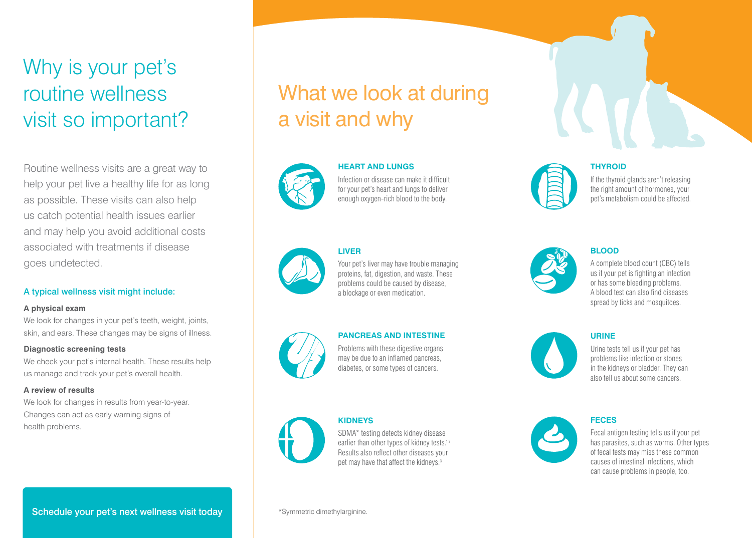# Why is your pet's routine wellness visit so important?

Routine wellness visits are a great way to help your pet live a healthy life for as long as possible. These visits can also help us catch potential health issues earlier and may help you avoid additional costs associated with treatments if disease goes undetected.

### A typical wellness visit might include:

**A physical exam**

We look for changes in your pet's teeth, weight, joints, skin, and ears. These changes may be signs of illness.

**Diagnostic screening tests**

We check your pet's internal health. These results help us manage and track your pet's overall health.

**A review of results**

We look for changes in results from year-to-year. Changes can act as early warning signs of health problems.

Schedule your pet's next wellness visit today

# What we look at during a visit and why

### HEART AND LUNGS

Infection or disease can make it difficult for your pet's heart and lungs to deliver enough oxygen-rich blood to the body.

### LIVER

Your pet's liver may have trouble managing proteins, fat, digestion, and waste. These problems could be caused by disease, a blockage or even medication.

### PANCREAS AND INTESTINE

Problems with these digestive organs may be due to an inflamed pancreas, diabetes, or some types of cancers.

### KIDNEYS

SDMA* testing detects kidney disease earlier than other types of kidney tests.[1,2] Results also reflect other diseases your pet may have that affect the kidneys.[3]

### THYROID

If the thyroid glands aren't releasing the right amount of hormones, your pet's metabolism could be affected.

### BLOOD

A complete blood count (CBC) tells us if your pet is fighting an infection or has some bleeding problems. A blood test can also find diseases spread by ticks and mosquitoes.

### URINE

Urine tests tell us if your pet has problems like infection or stones in the kidneys or bladder. They can also tell us about some cancers.

### FECES

Fecal antigen testing tells us if your pet has parasites, such as worms. Other types of fecal tests may miss these common causes of intestinal infections, which can cause problems in people, too.

*Symmetric dimethylarginine.